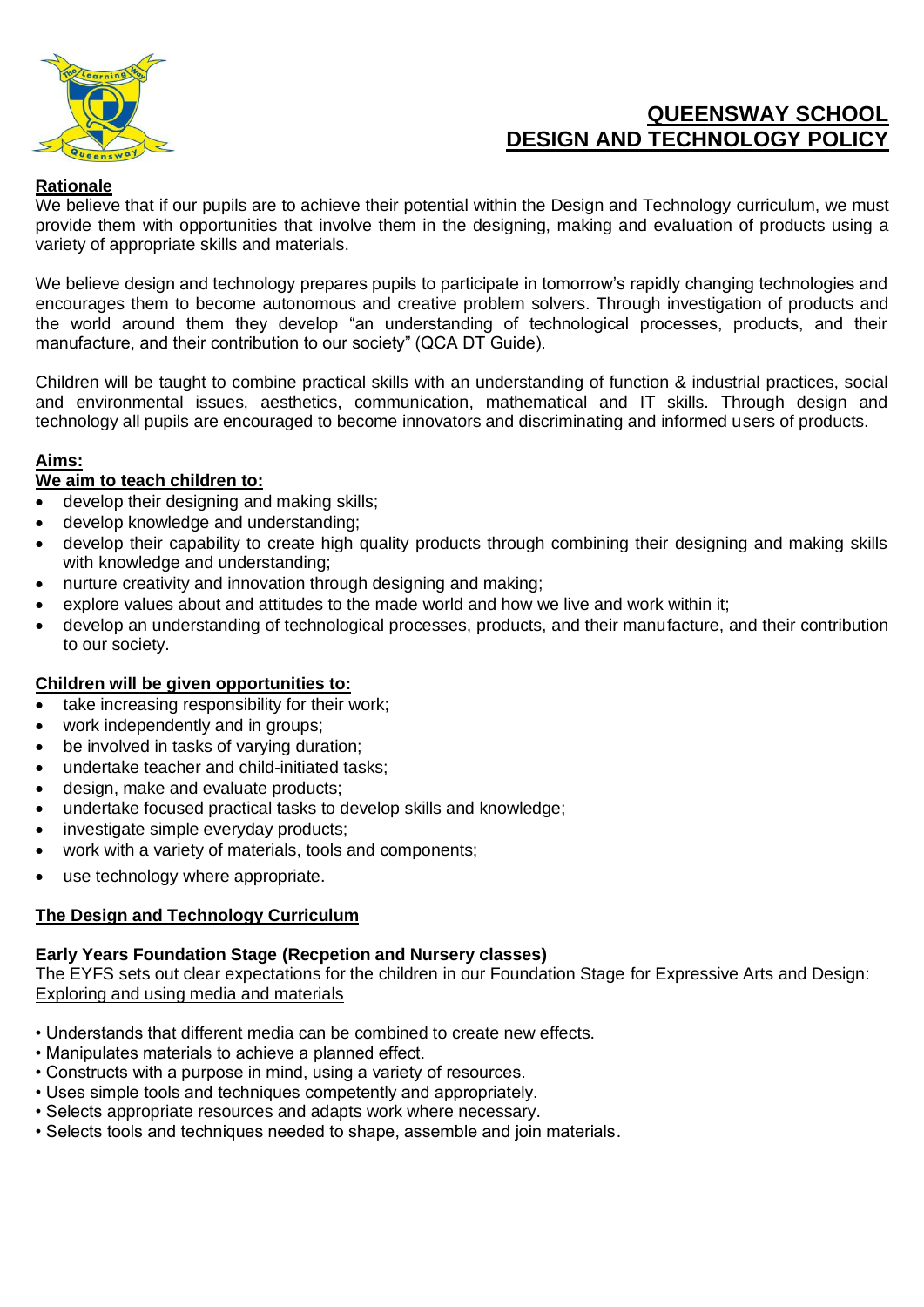# QUEENSWAY SCHOOL
# DESIGN AND TECHNOLOGY POLICY

## Rationale

We believe that if our pupils are to achieve their potential within the Design and Technology curriculum, we must provide them with opportunities that involve them in the designing, making and evaluation of products using a variety of appropriate skills and materials.

We believe design and technology prepares pupils to participate in tomorrow's rapidly changing technologies and encourages them to become autonomous and creative problem solvers. Through investigation of products and the world around them they develop "an understanding of technological processes, products, and their manufacture, and their contribution to our society" (QCA DT Guide).

Children will be taught to combine practical skills with an understanding of function & industrial practices, social and environmental issues, aesthetics, communication, mathematical and IT skills. Through design and technology all pupils are encouraged to become innovators and discriminating and informed users of products.

## Aims:

### We aim to teach children to:

- develop their designing and making skills;
- develop knowledge and understanding;
- develop their capability to create high quality products through combining their designing and making skills with knowledge and understanding;
- nurture creativity and innovation through designing and making;
- explore values about and attitudes to the made world and how we live and work within it;
- develop an understanding of technological processes, products, and their manufacture, and their contribution to our society.

### Children will be given opportunities to:

- take increasing responsibility for their work;
- work independently and in groups;
- be involved in tasks of varying duration;
- undertake teacher and child-initiated tasks;
- design, make and evaluate products;
- undertake focused practical tasks to develop skills and knowledge;
- investigate simple everyday products;
- work with a variety of materials, tools and components;
- use technology where appropriate.

## The Design and Technology Curriculum

**Early Years Foundation Stage (Recpetion and Nursery classes)**

The EYFS sets out clear expectations for the children in our Foundation Stage for Expressive Arts and Design:

Exploring and using media and materials

- Understands that different media can be combined to create new effects.
- Manipulates materials to achieve a planned effect.
- Constructs with a purpose in mind, using a variety of resources.
- Uses simple tools and techniques competently and appropriately.
- Selects appropriate resources and adapts work where necessary.
- Selects tools and techniques needed to shape, assemble and join materials.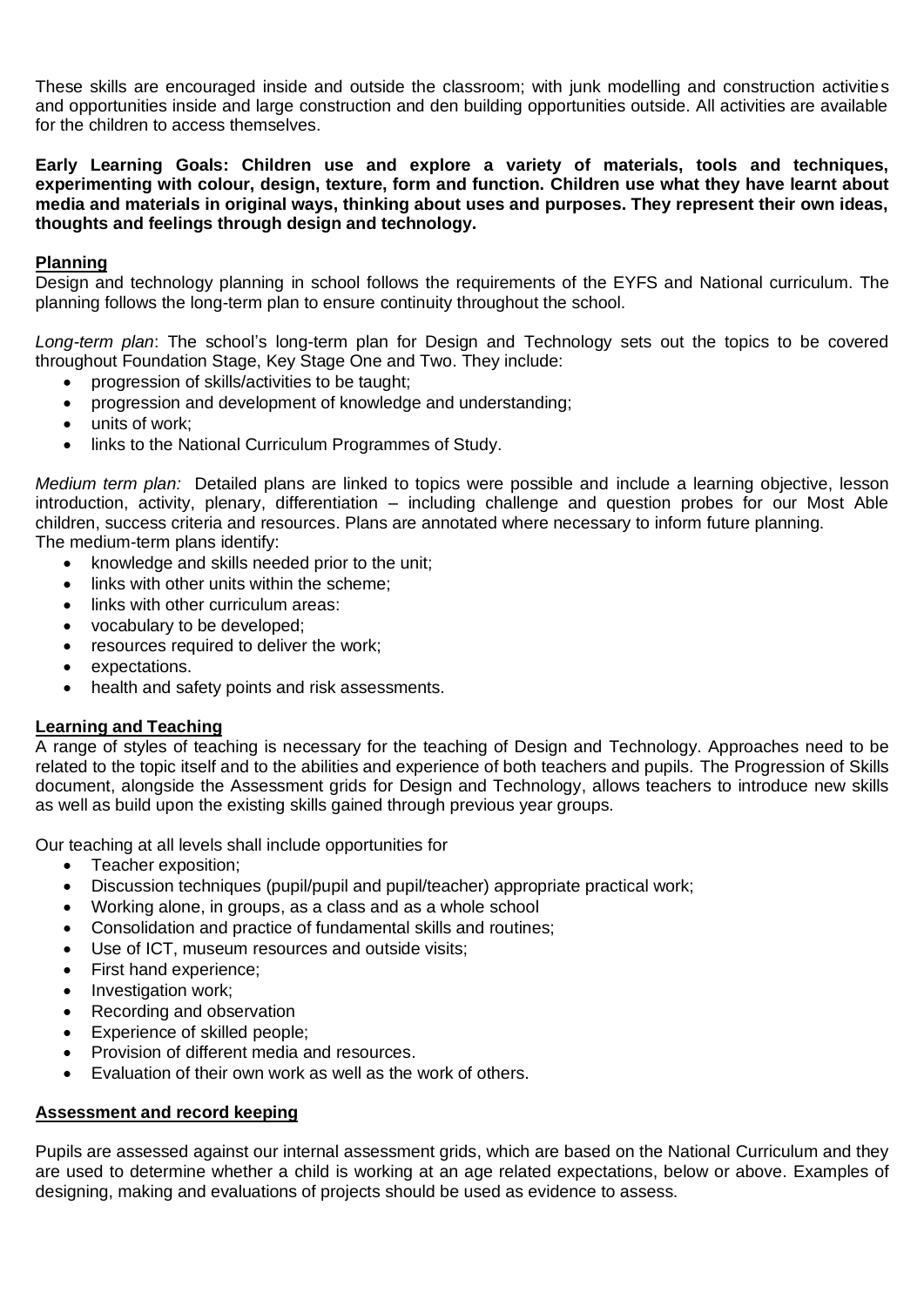These skills are encouraged inside and outside the classroom; with junk modelling and construction activities and opportunities inside and large construction and den building opportunities outside. All activities are available for the children to access themselves.

**Early Learning Goals: Children use and explore a variety of materials, tools and techniques, experimenting with colour, design, texture, form and function. Children use what they have learnt about media and materials in original ways, thinking about uses and purposes. They represent their own ideas, thoughts and feelings through design and technology.**

## Planning

Design and technology planning in school follows the requirements of the EYFS and National curriculum. The planning follows the long-term plan to ensure continuity throughout the school.

*Long-term plan*: The school's long-term plan for Design and Technology sets out the topics to be covered throughout Foundation Stage, Key Stage One and Two. They include:

- progression of skills/activities to be taught;
- progression and development of knowledge and understanding;
- units of work;
- links to the National Curriculum Programmes of Study.

*Medium term plan:* Detailed plans are linked to topics were possible and include a learning objective, lesson introduction, activity, plenary, differentiation – including challenge and question probes for our Most Able children, success criteria and resources. Plans are annotated where necessary to inform future planning.
The medium-term plans identify:

- knowledge and skills needed prior to the unit;
- links with other units within the scheme;
- links with other curriculum areas:
- vocabulary to be developed;
- resources required to deliver the work;
- expectations.
- health and safety points and risk assessments.

## Learning and Teaching

A range of styles of teaching is necessary for the teaching of Design and Technology. Approaches need to be related to the topic itself and to the abilities and experience of both teachers and pupils. The Progression of Skills document, alongside the Assessment grids for Design and Technology, allows teachers to introduce new skills as well as build upon the existing skills gained through previous year groups.

Our teaching at all levels shall include opportunities for

- Teacher exposition;
- Discussion techniques (pupil/pupil and pupil/teacher) appropriate practical work;
- Working alone, in groups, as a class and as a whole school
- Consolidation and practice of fundamental skills and routines;
- Use of ICT, museum resources and outside visits;
- First hand experience;
- Investigation work;
- Recording and observation
- Experience of skilled people;
- Provision of different media and resources.
- Evaluation of their own work as well as the work of others.

## Assessment and record keeping

Pupils are assessed against our internal assessment grids, which are based on the National Curriculum and they are used to determine whether a child is working at an age related expectations, below or above. Examples of designing, making and evaluations of projects should be used as evidence to assess.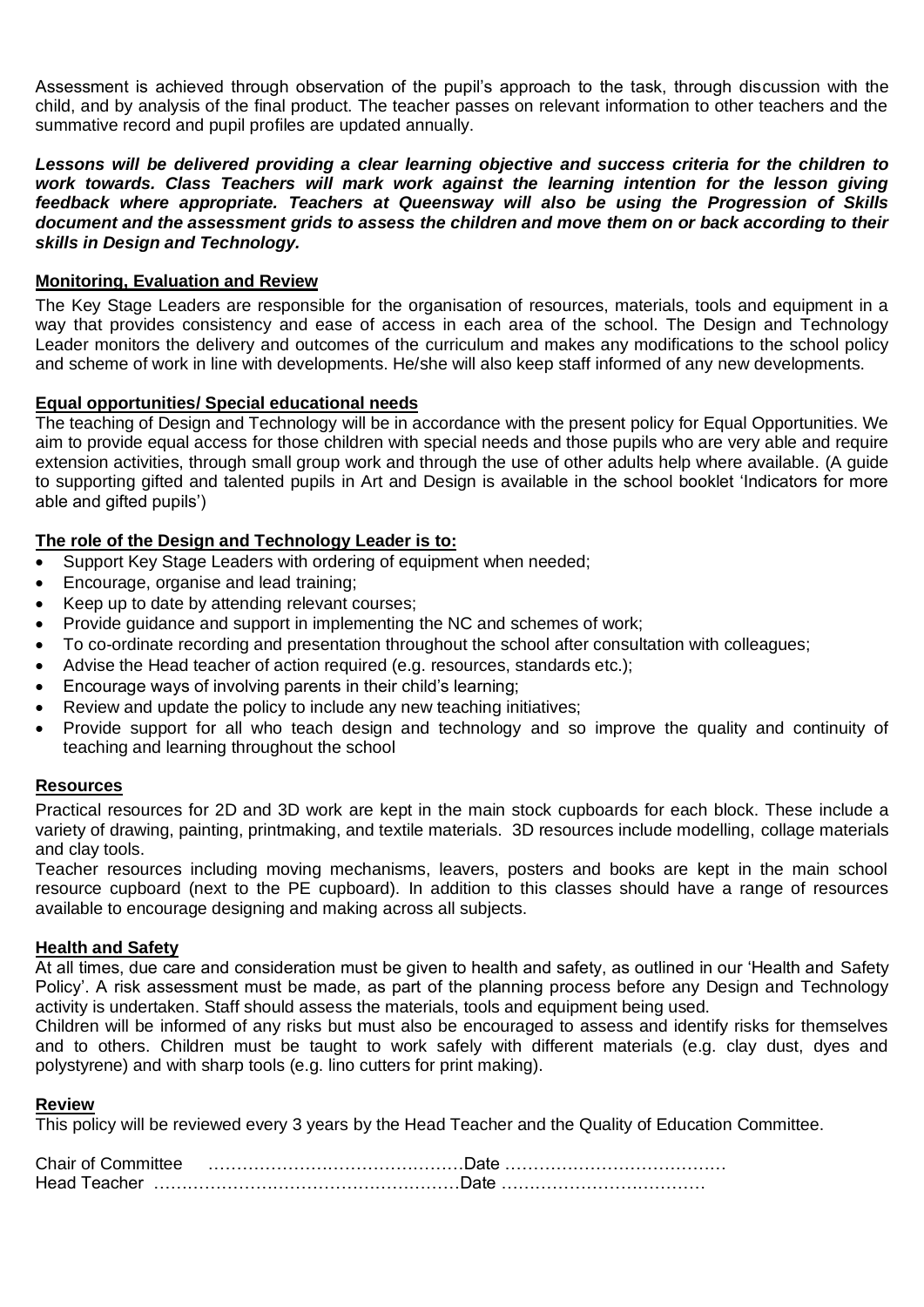Assessment is achieved through observation of the pupil's approach to the task, through discussion with the child, and by analysis of the final product. The teacher passes on relevant information to other teachers and the summative record and pupil profiles are updated annually.

***Lessons will be delivered providing a clear learning objective and success criteria for the children to work towards. Class Teachers will mark work against the learning intention for the lesson giving feedback where appropriate. Teachers at Queensway will also be using the Progression of Skills document and the assessment grids to assess the children and move them on or back according to their skills in Design and Technology.***

## Monitoring, Evaluation and Review

The Key Stage Leaders are responsible for the organisation of resources, materials, tools and equipment in a way that provides consistency and ease of access in each area of the school. The Design and Technology Leader monitors the delivery and outcomes of the curriculum and makes any modifications to the school policy and scheme of work in line with developments. He/she will also keep staff informed of any new developments.

## Equal opportunities/ Special educational needs

The teaching of Design and Technology will be in accordance with the present policy for Equal Opportunities. We aim to provide equal access for those children with special needs and those pupils who are very able and require extension activities, through small group work and through the use of other adults help where available. (A guide to supporting gifted and talented pupils in Art and Design is available in the school booklet 'Indicators for more able and gifted pupils')

## The role of the Design and Technology Leader is to:

- Support Key Stage Leaders with ordering of equipment when needed;
- Encourage, organise and lead training;
- Keep up to date by attending relevant courses;
- Provide guidance and support in implementing the NC and schemes of work;
- To co-ordinate recording and presentation throughout the school after consultation with colleagues;
- Advise the Head teacher of action required (e.g. resources, standards etc.);
- Encourage ways of involving parents in their child's learning;
- Review and update the policy to include any new teaching initiatives;
- Provide support for all who teach design and technology and so improve the quality and continuity of teaching and learning throughout the school

## Resources

Practical resources for 2D and 3D work are kept in the main stock cupboards for each block. These include a variety of drawing, painting, printmaking, and textile materials. 3D resources include modelling, collage materials and clay tools.

Teacher resources including moving mechanisms, leavers, posters and books are kept in the main school resource cupboard (next to the PE cupboard). In addition to this classes should have a range of resources available to encourage designing and making across all subjects.

## Health and Safety

At all times, due care and consideration must be given to health and safety, as outlined in our 'Health and Safety Policy'. A risk assessment must be made, as part of the planning process before any Design and Technology activity is undertaken. Staff should assess the materials, tools and equipment being used.

Children will be informed of any risks but must also be encouraged to assess and identify risks for themselves and to others. Children must be taught to work safely with different materials (e.g. clay dust, dyes and polystyrene) and with sharp tools (e.g. lino cutters for print making).

## Review

This policy will be reviewed every 3 years by the Head Teacher and the Quality of Education Committee.

Chair of Committee ………………………………………Date …………………………………

Head Teacher ………………………………………………Date ………………………………